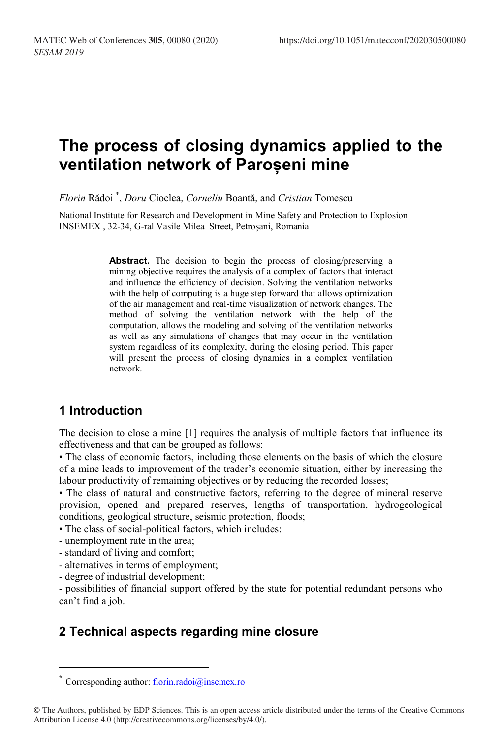# The process of closing dynamics applied to the ventilation network of Paroșeni mine

*Florin* Rădoi [*], *Doru* Cioclea, *Corneliu* Boantă, and *Cristian* Tomescu

National Institute for Research and Development in Mine Safety and Protection to Explosion – INSEMEX , 32-34, G-ral Vasile Milea Street, Petroșani, Romania

**Abstract.** The decision to begin the process of closing/preserving a mining objective requires the analysis of a complex of factors that interact and influence the efficiency of decision. Solving the ventilation networks with the help of computing is a huge step forward that allows optimization of the air management and real-time visualization of network changes. The method of solving the ventilation network with the help of the computation, allows the modeling and solving of the ventilation networks as well as any simulations of changes that may occur in the ventilation system regardless of its complexity, during the closing period. This paper will present the process of closing dynamics in a complex ventilation network.

## 1 Introduction

The decision to close a mine [1] requires the analysis of multiple factors that influence its effectiveness and that can be grouped as follows:

• The class of economic factors, including those elements on the basis of which the closure of a mine leads to improvement of the trader's economic situation, either by increasing the labour productivity of remaining objectives or by reducing the recorded losses;

• The class of natural and constructive factors, referring to the degree of mineral reserve provision, opened and prepared reserves, lengths of transportation, hydrogeological conditions, geological structure, seismic protection, floods;

• The class of social-political factors, which includes:

- unemployment rate in the area;
- standard of living and comfort;
- alternatives in terms of employment;
- degree of industrial development;
- possibilities of financial support offered by the state for potential redundant persons who can't find a job.

## 2 Technical aspects regarding mine closure

[*] Corresponding author: florin.radoi@insemex.ro

© The Authors, published by EDP Sciences. This is an open access article distributed under the terms of the Creative Commons Attribution License 4.0 (http://creativecommons.org/licenses/by/4.0/).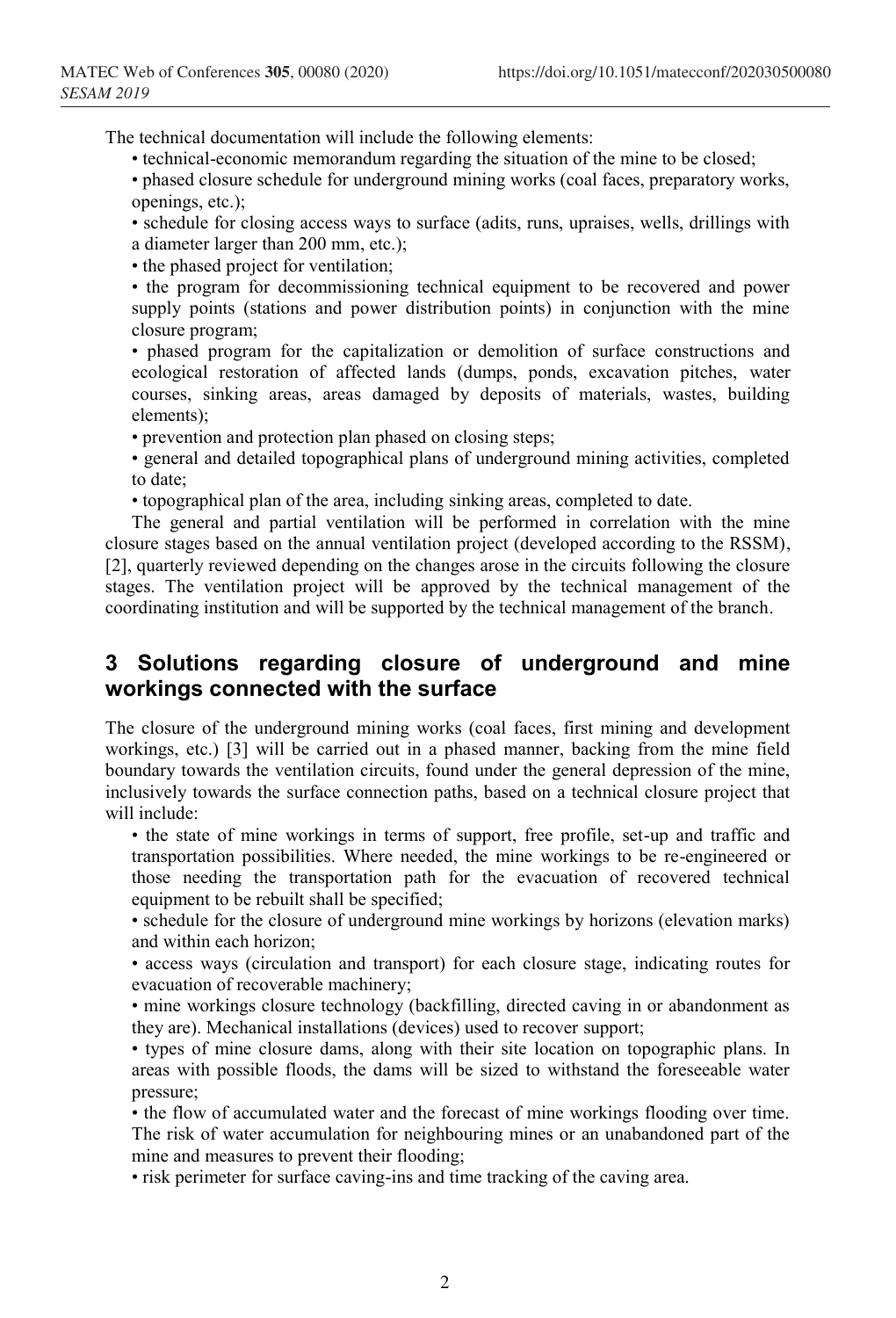The technical documentation will include the following elements:

- technical-economic memorandum regarding the situation of the mine to be closed;
- phased closure schedule for underground mining works (coal faces, preparatory works, openings, etc.);
- schedule for closing access ways to surface (adits, runs, upraises, wells, drillings with a diameter larger than 200 mm, etc.);
- the phased project for ventilation;
- the program for decommissioning technical equipment to be recovered and power supply points (stations and power distribution points) in conjunction with the mine closure program;
- phased program for the capitalization or demolition of surface constructions and ecological restoration of affected lands (dumps, ponds, excavation pitches, water courses, sinking areas, areas damaged by deposits of materials, wastes, building elements);
- prevention and protection plan phased on closing steps;
- general and detailed topographical plans of underground mining activities, completed to date;
- topographical plan of the area, including sinking areas, completed to date.

The general and partial ventilation will be performed in correlation with the mine closure stages based on the annual ventilation project (developed according to the RSSM), [2], quarterly reviewed depending on the changes arose in the circuits following the closure stages. The ventilation project will be approved by the technical management of the coordinating institution and will be supported by the technical management of the branch.

## 3 Solutions regarding closure of underground and mine workings connected with the surface

The closure of the underground mining works (coal faces, first mining and development workings, etc.) [3] will be carried out in a phased manner, backing from the mine field boundary towards the ventilation circuits, found under the general depression of the mine, inclusively towards the surface connection paths, based on a technical closure project that will include:

- the state of mine workings in terms of support, free profile, set-up and traffic and transportation possibilities. Where needed, the mine workings to be re-engineered or those needing the transportation path for the evacuation of recovered technical equipment to be rebuilt shall be specified;
- schedule for the closure of underground mine workings by horizons (elevation marks) and within each horizon;
- access ways (circulation and transport) for each closure stage, indicating routes for evacuation of recoverable machinery;
- mine workings closure technology (backfilling, directed caving in or abandonment as they are). Mechanical installations (devices) used to recover support;
- types of mine closure dams, along with their site location on topographic plans. In areas with possible floods, the dams will be sized to withstand the foreseeable water pressure;
- the flow of accumulated water and the forecast of mine workings flooding over time. The risk of water accumulation for neighbouring mines or an unabandoned part of the mine and measures to prevent their flooding;
- risk perimeter for surface caving-ins and time tracking of the caving area.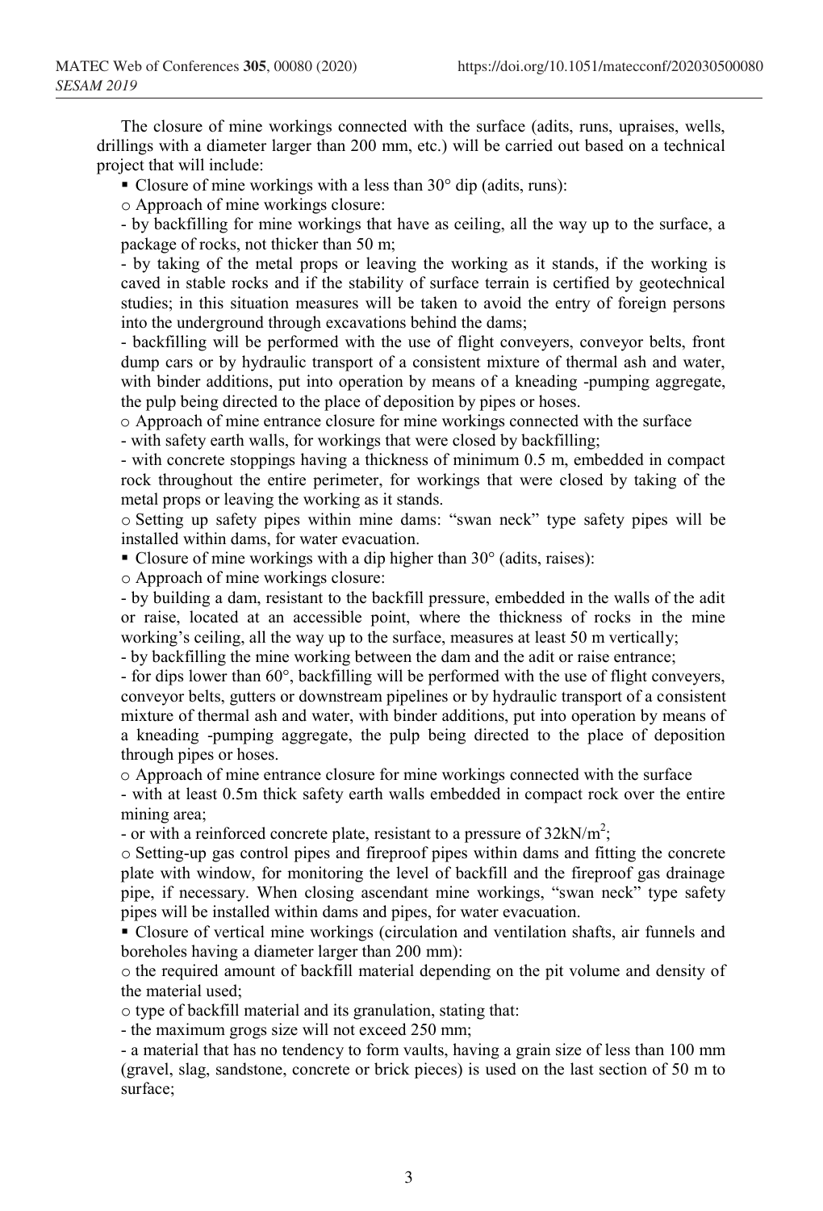The closure of mine workings connected with the surface (adits, runs, upraises, wells, drillings with a diameter larger than 200 mm, etc.) will be carried out based on a technical project that will include:

- Closure of mine workings with a less than 30° dip (adits, runs):
  - Approach of mine workings closure:
    - by backfilling for mine workings that have as ceiling, all the way up to the surface, a package of rocks, not thicker than 50 m;
    - by taking of the metal props or leaving the working as it stands, if the working is caved in stable rocks and if the stability of surface terrain is certified by geotechnical studies; in this situation measures will be taken to avoid the entry of foreign persons into the underground through excavations behind the dams;
    - backfilling will be performed with the use of flight conveyers, conveyor belts, front dump cars or by hydraulic transport of a consistent mixture of thermal ash and water, with binder additions, put into operation by means of a kneading -pumping aggregate, the pulp being directed to the place of deposition by pipes or hoses.
  - Approach of mine entrance closure for mine workings connected with the surface
    - with safety earth walls, for workings that were closed by backfilling;
    - with concrete stoppings having a thickness of minimum 0.5 m, embedded in compact rock throughout the entire perimeter, for workings that were closed by taking of the metal props or leaving the working as it stands.
  - Setting up safety pipes within mine dams: "swan neck" type safety pipes will be installed within dams, for water evacuation.
- Closure of mine workings with a dip higher than 30° (adits, raises):
  - Approach of mine workings closure:
    - by building a dam, resistant to the backfill pressure, embedded in the walls of the adit or raise, located at an accessible point, where the thickness of rocks in the mine working's ceiling, all the way up to the surface, measures at least 50 m vertically;
    - by backfilling the mine working between the dam and the adit or raise entrance;
    - for dips lower than 60°, backfilling will be performed with the use of flight conveyers, conveyor belts, gutters or downstream pipelines or by hydraulic transport of a consistent mixture of thermal ash and water, with binder additions, put into operation by means of a kneading -pumping aggregate, the pulp being directed to the place of deposition through pipes or hoses.
  - Approach of mine entrance closure for mine workings connected with the surface
    - with at least 0.5m thick safety earth walls embedded in compact rock over the entire mining area;
    - or with a reinforced concrete plate, resistant to a pressure of $32 kN/m^2$;
  - Setting-up gas control pipes and fireproof pipes within dams and fitting the concrete plate with window, for monitoring the level of backfill and the fireproof gas drainage pipe, if necessary. When closing ascendant mine workings, "swan neck" type safety pipes will be installed within dams and pipes, for water evacuation.
- Closure of vertical mine workings (circulation and ventilation shafts, air funnels and boreholes having a diameter larger than 200 mm):
  - the required amount of backfill material depending on the pit volume and density of the material used;
  - type of backfill material and its granulation, stating that:
    - the maximum grogs size will not exceed 250 mm;
    - a material that has no tendency to form vaults, having a grain size of less than 100 mm (gravel, slag, sandstone, concrete or brick pieces) is used on the last section of 50 m to surface;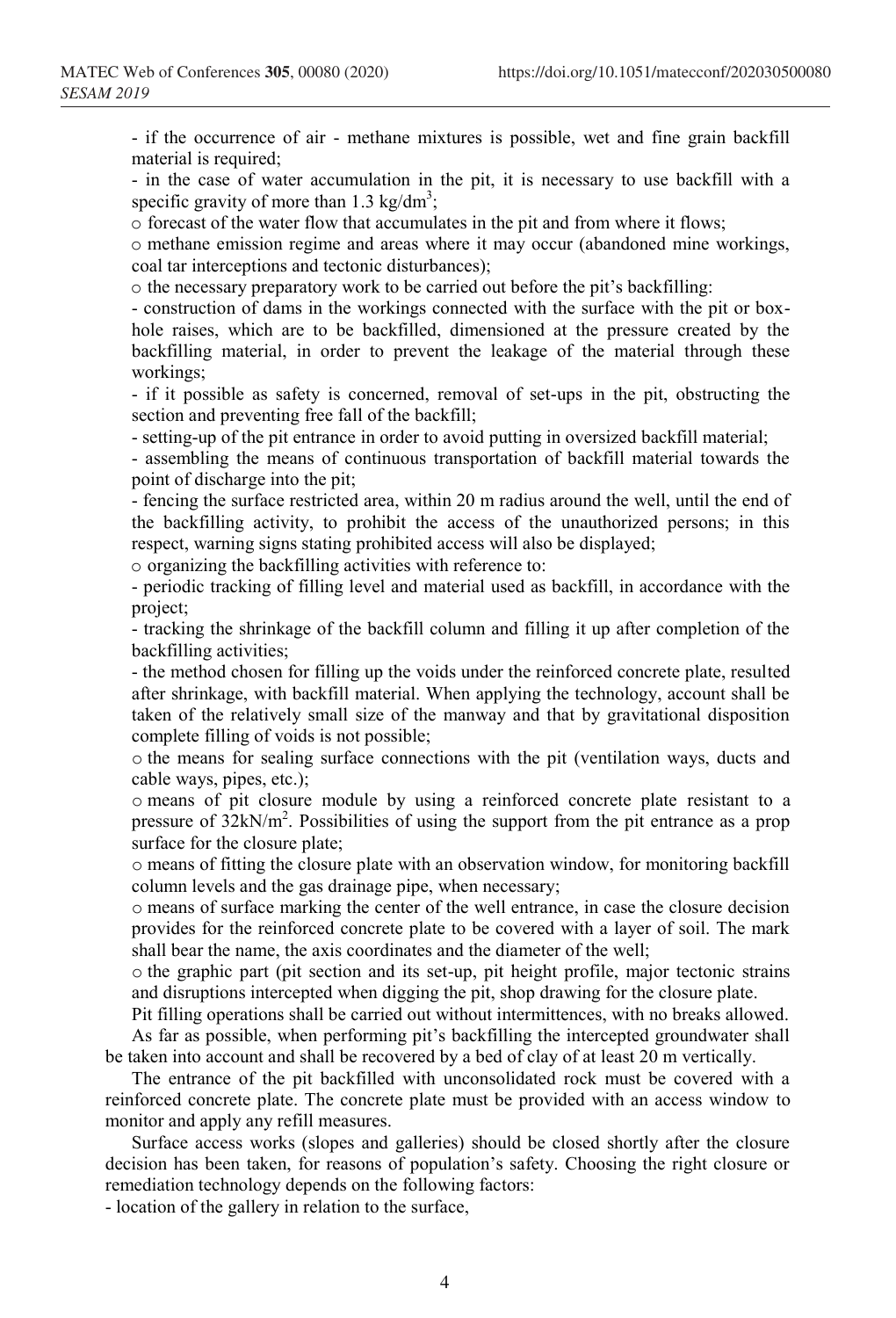- if the occurrence of air - methane mixtures is possible, wet and fine grain backfill material is required;

- in the case of water accumulation in the pit, it is necessary to use backfill with a specific gravity of more than 1.3 $kg/dm^3$;

o forecast of the water flow that accumulates in the pit and from where it flows;

o methane emission regime and areas where it may occur (abandoned mine workings, coal tar interceptions and tectonic disturbances);

o the necessary preparatory work to be carried out before the pit's backfilling:

- construction of dams in the workings connected with the surface with the pit or box-hole raises, which are to be backfilled, dimensioned at the pressure created by the backfilling material, in order to prevent the leakage of the material through these workings;

- if it possible as safety is concerned, removal of set-ups in the pit, obstructing the section and preventing free fall of the backfill;

- setting-up of the pit entrance in order to avoid putting in oversized backfill material;

- assembling the means of continuous transportation of backfill material towards the point of discharge into the pit;

- fencing the surface restricted area, within 20 m radius around the well, until the end of the backfilling activity, to prohibit the access of the unauthorized persons; in this respect, warning signs stating prohibited access will also be displayed;

o organizing the backfilling activities with reference to:

- periodic tracking of filling level and material used as backfill, in accordance with the project;

- tracking the shrinkage of the backfill column and filling it up after completion of the backfilling activities;

- the method chosen for filling up the voids under the reinforced concrete plate, resulted after shrinkage, with backfill material. When applying the technology, account shall be taken of the relatively small size of the manway and that by gravitational disposition complete filling of voids is not possible;

o the means for sealing surface connections with the pit (ventilation ways, ducts and cable ways, pipes, etc.);

o means of pit closure module by using a reinforced concrete plate resistant to a pressure of 32$kN/m^2$. Possibilities of using the support from the pit entrance as a prop surface for the closure plate;

o means of fitting the closure plate with an observation window, for monitoring backfill column levels and the gas drainage pipe, when necessary;

o means of surface marking the center of the well entrance, in case the closure decision provides for the reinforced concrete plate to be covered with a layer of soil. The mark shall bear the name, the axis coordinates and the diameter of the well;

o the graphic part (pit section and its set-up, pit height profile, major tectonic strains and disruptions intercepted when digging the pit, shop drawing for the closure plate.

Pit filling operations shall be carried out without intermittences, with no breaks allowed.

As far as possible, when performing pit's backfilling the intercepted groundwater shall be taken into account and shall be recovered by a bed of clay of at least 20 m vertically.

The entrance of the pit backfilled with unconsolidated rock must be covered with a reinforced concrete plate. The concrete plate must be provided with an access window to monitor and apply any refill measures.

Surface access works (slopes and galleries) should be closed shortly after the closure decision has been taken, for reasons of population's safety. Choosing the right closure or remediation technology depends on the following factors:

- location of the gallery in relation to the surface,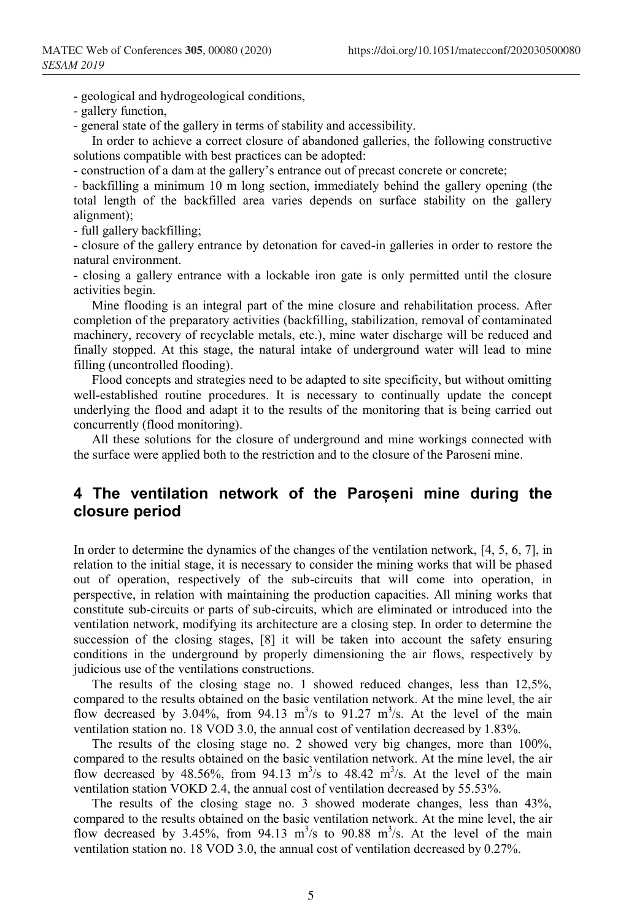- geological and hydrogeological conditions,
- gallery function,
- general state of the gallery in terms of stability and accessibility.

In order to achieve a correct closure of abandoned galleries, the following constructive solutions compatible with best practices can be adopted:

- construction of a dam at the gallery's entrance out of precast concrete or concrete;
- backfilling a minimum 10 m long section, immediately behind the gallery opening (the total length of the backfilled area varies depends on surface stability on the gallery alignment);
- full gallery backfilling;
- closure of the gallery entrance by detonation for caved-in galleries in order to restore the natural environment.
- closing a gallery entrance with a lockable iron gate is only permitted until the closure activities begin.

Mine flooding is an integral part of the mine closure and rehabilitation process. After completion of the preparatory activities (backfilling, stabilization, removal of contaminated machinery, recovery of recyclable metals, etc.), mine water discharge will be reduced and finally stopped. At this stage, the natural intake of underground water will lead to mine filling (uncontrolled flooding).

Flood concepts and strategies need to be adapted to site specificity, but without omitting well-established routine procedures. It is necessary to continually update the concept underlying the flood and adapt it to the results of the monitoring that is being carried out concurrently (flood monitoring).

All these solutions for the closure of underground and mine workings connected with the surface were applied both to the restriction and to the closure of the Paroseni mine.

## 4 The ventilation network of the Paroșeni mine during the closure period

In order to determine the dynamics of the changes of the ventilation network, [4, 5, 6, 7], in relation to the initial stage, it is necessary to consider the mining works that will be phased out of operation, respectively of the sub-circuits that will come into operation, in perspective, in relation with maintaining the production capacities. All mining works that constitute sub-circuits or parts of sub-circuits, which are eliminated or introduced into the ventilation network, modifying its architecture are a closing step. In order to determine the succession of the closing stages, [8] it will be taken into account the safety ensuring conditions in the underground by properly dimensioning the air flows, respectively by judicious use of the ventilations constructions.

The results of the closing stage no. 1 showed reduced changes, less than 12,5%, compared to the results obtained on the basic ventilation network. At the mine level, the air flow decreased by 3.04%, from 94.13 $m^3/s$ to 91.27 $m^3/s$. At the level of the main ventilation station no. 18 VOD 3.0, the annual cost of ventilation decreased by 1.83%.

The results of the closing stage no. 2 showed very big changes, more than 100%, compared to the results obtained on the basic ventilation network. At the mine level, the air flow decreased by 48.56%, from 94.13 $m^3/s$ to 48.42 $m^3/s$. At the level of the main ventilation station VOKD 2.4, the annual cost of ventilation decreased by 55.53%.

The results of the closing stage no. 3 showed moderate changes, less than 43%, compared to the results obtained on the basic ventilation network. At the mine level, the air flow decreased by 3.45%, from 94.13 $m^3/s$ to 90.88 $m^3/s$. At the level of the main ventilation station no. 18 VOD 3.0, the annual cost of ventilation decreased by 0.27%.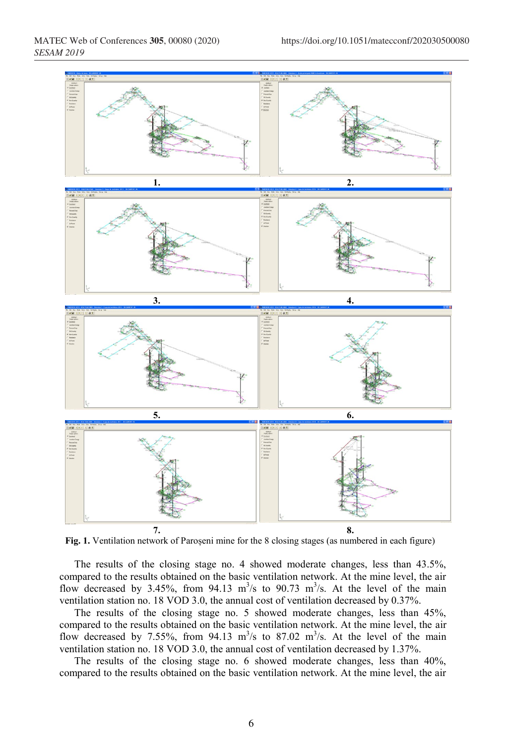**Fig. 1.** Ventilation network of Paroşeni mine for the 8 closing stages (as numbered in each figure)

The results of the closing stage no. 4 showed moderate changes, less than 43.5%, compared to the results obtained on the basic ventilation network. At the mine level, the air flow decreased by 3.45%, from 94.13 $m^3/s$ to 90.73 $m^3/s$. At the level of the main ventilation station no. 18 VOD 3.0, the annual cost of ventilation decreased by 0.37%.

The results of the closing stage no. 5 showed moderate changes, less than 45%, compared to the results obtained on the basic ventilation network. At the mine level, the air flow decreased by 7.55%, from 94.13 $m^3/s$ to 87.02 $m^3/s$. At the level of the main ventilation station no. 18 VOD 3.0, the annual cost of ventilation decreased by 1.37%.

The results of the closing stage no. 6 showed moderate changes, less than 40%, compared to the results obtained on the basic ventilation network. At the mine level, the air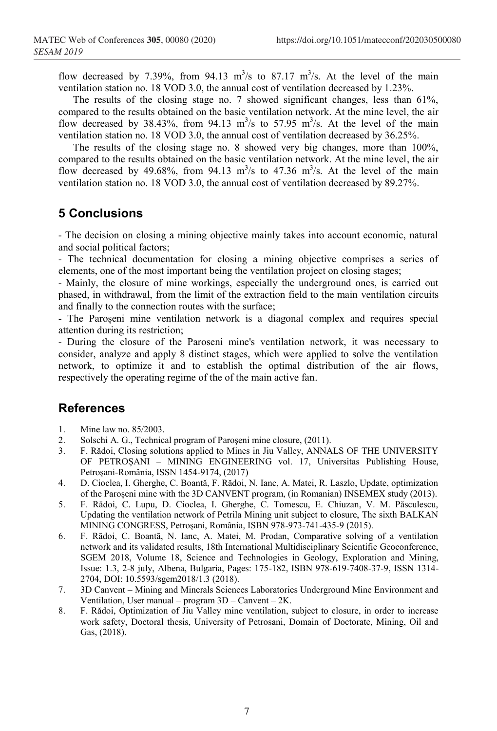flow decreased by 7.39%, from 94.13 $m^3/s$ to 87.17 $m^3/s$. At the level of the main ventilation station no. 18 VOD 3.0, the annual cost of ventilation decreased by 1.23%.

The results of the closing stage no. 7 showed significant changes, less than 61%, compared to the results obtained on the basic ventilation network. At the mine level, the air flow decreased by 38.43%, from 94.13 $m^3/s$ to 57.95 $m^3/s$. At the level of the main ventilation station no. 18 VOD 3.0, the annual cost of ventilation decreased by 36.25%.

The results of the closing stage no. 8 showed very big changes, more than 100%, compared to the results obtained on the basic ventilation network. At the mine level, the air flow decreased by 49.68%, from 94.13 $m^3/s$ to 47.36 $m^3/s$. At the level of the main ventilation station no. 18 VOD 3.0, the annual cost of ventilation decreased by 89.27%.

## 5 Conclusions

- The decision on closing a mining objective mainly takes into account economic, natural and social political factors;
- The technical documentation for closing a mining objective comprises a series of elements, one of the most important being the ventilation project on closing stages;
- Mainly, the closure of mine workings, especially the underground ones, is carried out phased, in withdrawal, from the limit of the extraction field to the main ventilation circuits and finally to the connection routes with the surface;
- The Paroşeni mine ventilation network is a diagonal complex and requires special attention during its restriction;
- During the closure of the Paroseni mine's ventilation network, it was necessary to consider, analyze and apply 8 distinct stages, which were applied to solve the ventilation network, to optimize it and to establish the optimal distribution of the air flows, respectively the operating regime of the of the main active fan.

## References

1. Mine law no. 85/2003.
2. Solschi A. G., Technical program of Paroşeni mine closure, (2011).
3. F. Rădoi, Closing solutions applied to Mines in Jiu Valley, ANNALS OF THE UNIVERSITY OF PETROŞANI – MINING ENGINEERING vol. 17, Universitas Publishing House, Petroşani-România, ISSN 1454-9174, (2017)
4. D. Cioclea, I. Gherghe, C. Boantă, F. Rădoi, N. Ianc, A. Matei, R. Laszlo, Update, optimization of the Paroşeni mine with the 3D CANVENT program, (in Romanian) INSEMEX study (2013).
5. F. Rădoi, C. Lupu, D. Cioclea, I. Gherghe, C. Tomescu, E. Chiuzan, V. M. Păsculescu, Updating the ventilation network of Petrila Mining unit subject to closure, The sixth BALKAN MINING CONGRESS, Petroşani, România, ISBN 978-973-741-435-9 (2015).
6. F. Rădoi, C. Boantă, N. Ianc, A. Matei, M. Prodan, Comparative solving of a ventilation network and its validated results, 18th International Multidisciplinary Scientific Geoconference, SGEM 2018, Volume 18, Science and Technologies in Geology, Exploration and Mining, Issue: 1.3, 2-8 july, Albena, Bulgaria, Pages: 175-182, ISBN 978-619-7408-37-9, ISSN 1314-2704, DOI: 10.5593/sgem2018/1.3 (2018).
7. 3D Canvent – Mining and Minerals Sciences Laboratories Underground Mine Environment and Ventilation, User manual – program 3D – Canvent – 2K.
8. F. Rădoi, Optimization of Jiu Valley mine ventilation, subject to closure, in order to increase work safety, Doctoral thesis, University of Petrosani, Domain of Doctorate, Mining, Oil and Gas, (2018).